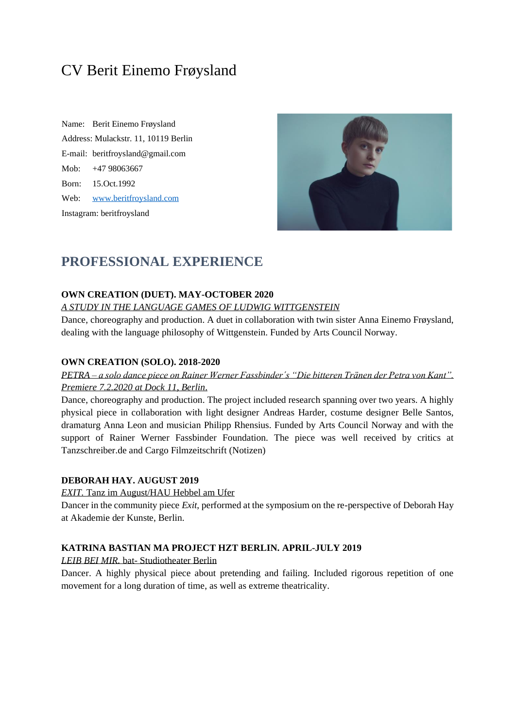# CV Berit Einemo Frøysland

Name: Berit Einemo Frøysland
Address: Mulackstr. 11, 10119 Berlin
E-mail: beritfroysland@gmail.com
Mob: +47 98063667
Born: 15.Oct.1992
Web: www.beritfroysland.com
Instagram: beritfroysland

## PROFESSIONAL EXPERIENCE

**OWN CREATION (DUET). MAY-OCTOBER 2020**

*A STUDY IN THE LANGUAGE GAMES OF LUDWIG WITTGENSTEIN*

Dance, choreography and production. A duet in collaboration with twin sister Anna Einemo Frøysland, dealing with the language philosophy of Wittgenstein. Funded by Arts Council Norway.

**OWN CREATION (SOLO). 2018-2020**

*PETRA – a solo dance piece on Rainer Werner Fassbinder´s "Die bitteren Tränen der Petra von Kant". Premiere 7.2.2020 at Dock 11, Berlin.*

Dance, choreography and production. The project included research spanning over two years. A highly physical piece in collaboration with light designer Andreas Harder, costume designer Belle Santos, dramaturg Anna Leon and musician Philipp Rhensius. Funded by Arts Council Norway and with the support of Rainer Werner Fassbinder Foundation. The piece was well received by critics at Tanzschreiber.de and Cargo Filmzeitschrift (Notizen)

**DEBORAH HAY. AUGUST 2019**

*EXIT*. Tanz im August/HAU Hebbel am Ufer

Dancer in the community piece *Exit*, performed at the symposium on the re-perspective of Deborah Hay at Akademie der Kunste, Berlin.

**KATRINA BASTIAN MA PROJECT HZT BERLIN. APRIL-JULY 2019**

*LEIB BEI MIR*. bat- Studiotheater Berlin

Dancer. A highly physical piece about pretending and failing. Included rigorous repetition of one movement for a long duration of time, as well as extreme theatricality.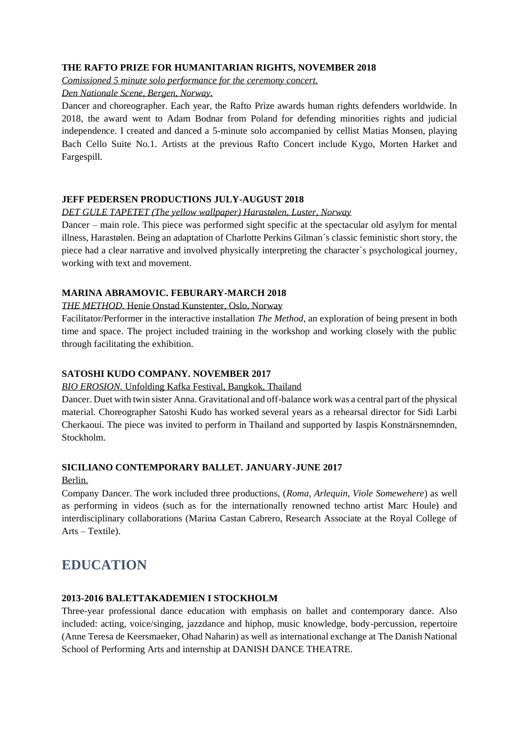**THE RAFTO PRIZE FOR HUMANITARIAN RIGHTS, NOVEMBER 2018**

*Comissioned 5 minute solo performance for the ceremony concert.*

*Den Nationale Scene, Bergen, Norway.*

Dancer and choreographer. Each year, the Rafto Prize awards human rights defenders worldwide. In 2018, the award went to Adam Bodnar from Poland for defending minorities rights and judicial independence. I created and danced a 5-minute solo accompanied by cellist Matias Monsen, playing Bach Cello Suite No.1. Artists at the previous Rafto Concert include Kygo, Morten Harket and Fargespill.

**JEFF PEDERSEN PRODUCTIONS JULY-AUGUST 2018**

*DET GULE TAPETET (The yellow wallpaper) Harastølen, Luster, Norway*

Dancer – main role. This piece was performed sight specific at the spectacular old asylym for mental illness, Harastølen. Being an adaptation of Charlotte Perkins Gilman´s classic feministic short story, the piece had a clear narrative and involved physically interpreting the character´s psychological journey, working with text and movement.

**MARINA ABRAMOVIC. FEBURARY-MARCH 2018**

*THE METHOD.* Henie Onstad Kunstenter, Oslo, Norway

Facilitator/Performer in the interactive installation *The Method*, an exploration of being present in both time and space. The project included training in the workshop and working closely with the public through facilitating the exhibition.

**SATOSHI KUDO COMPANY. NOVEMBER 2017**

*BIO EROSION.* Unfolding Kafka Festival, Bangkok, Thailand

Dancer. Duet with twin sister Anna. Gravitational and off-balance work was a central part of the physical material. Choreographer Satoshi Kudo has worked several years as a rehearsal director for Sidi Larbi Cherkaoui. The piece was invited to perform in Thailand and supported by Iaspis Konstnärsnemnden, Stockholm.

**SICILIANO CONTEMPORARY BALLET. JANUARY-JUNE 2017**

Berlin.

Company Dancer. The work included three productions, (*Roma, Arlequin, Viole Somewehere*) as well as performing in videos (such as for the internationally renowned techno artist Marc Houle) and interdisciplinary collaborations (Marina Castan Cabrero, Research Associate at the Royal College of Arts – Textile).

# EDUCATION

**2013-2016 BALETTAKADEMIEN I STOCKHOLM**

Three-year professional dance education with emphasis on ballet and contemporary dance. Also included: acting, voice/singing, jazzdance and hiphop, music knowledge, body-percussion, repertoire (Anne Teresa de Keersmaeker, Ohad Naharin) as well as international exchange at The Danish National School of Performing Arts and internship at DANISH DANCE THEATRE.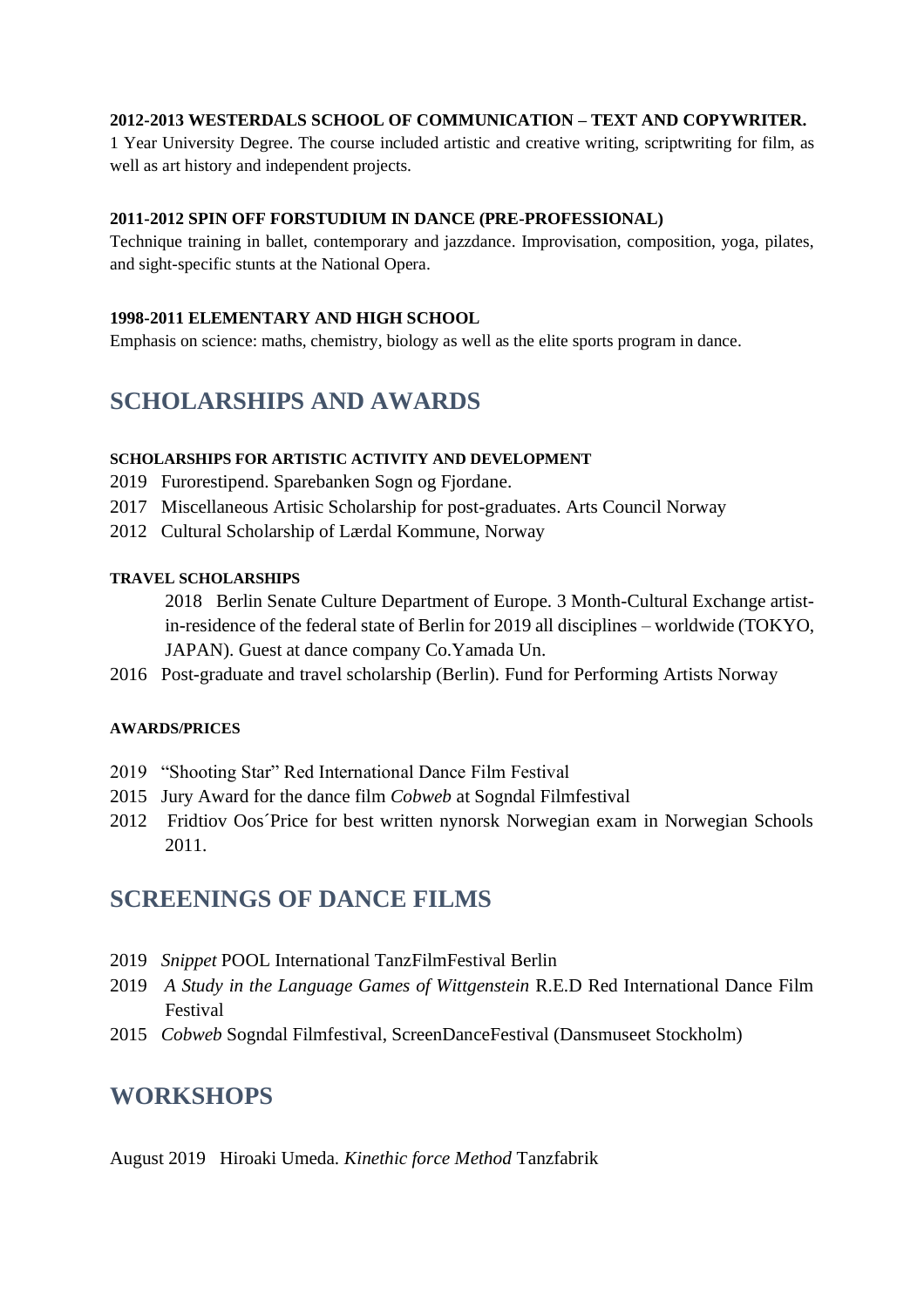**2012-2013 WESTERDALS SCHOOL OF COMMUNICATION – TEXT AND COPYWRITER.**

1 Year University Degree. The course included artistic and creative writing, scriptwriting for film, as well as art history and independent projects.

**2011-2012 SPIN OFF FORSTUDIUM IN DANCE (PRE-PROFESSIONAL)**

Technique training in ballet, contemporary and jazzdance. Improvisation, composition, yoga, pilates, and sight-specific stunts at the National Opera.

**1998-2011 ELEMENTARY AND HIGH SCHOOL**

Emphasis on science: maths, chemistry, biology as well as the elite sports program in dance.

## SCHOLARSHIPS AND AWARDS

**SCHOLARSHIPS FOR ARTISTIC ACTIVITY AND DEVELOPMENT**

2019 Furorestipend. Sparebanken Sogn og Fjordane.

2017 Miscellaneous Artisic Scholarship for post-graduates. Arts Council Norway

2012 Cultural Scholarship of Lærdal Kommune, Norway

**TRAVEL SCHOLARSHIPS**

2018 Berlin Senate Culture Department of Europe. 3 Month-Cultural Exchange artist-in-residence of the federal state of Berlin for 2019 all disciplines – worldwide (TOKYO, JAPAN). Guest at dance company Co.Yamada Un.

2016 Post-graduate and travel scholarship (Berlin). Fund for Performing Artists Norway

**AWARDS/PRICES**

2019 "Shooting Star" Red International Dance Film Festival

2015 Jury Award for the dance film *Cobweb* at Sogndal Filmfestival

2012 Fridtiov Oos´Price for best written nynorsk Norwegian exam in Norwegian Schools 2011.

## SCREENINGS OF DANCE FILMS

2019 *Snippet* POOL International TanzFilmFestival Berlin

2019 *A Study in the Language Games of Wittgenstein* R.E.D Red International Dance Film Festival

2015 *Cobweb* Sogndal Filmfestival, ScreenDanceFestival (Dansmuseet Stockholm)

## WORKSHOPS

August 2019 Hiroaki Umeda. *Kinethic force Method* Tanzfabrik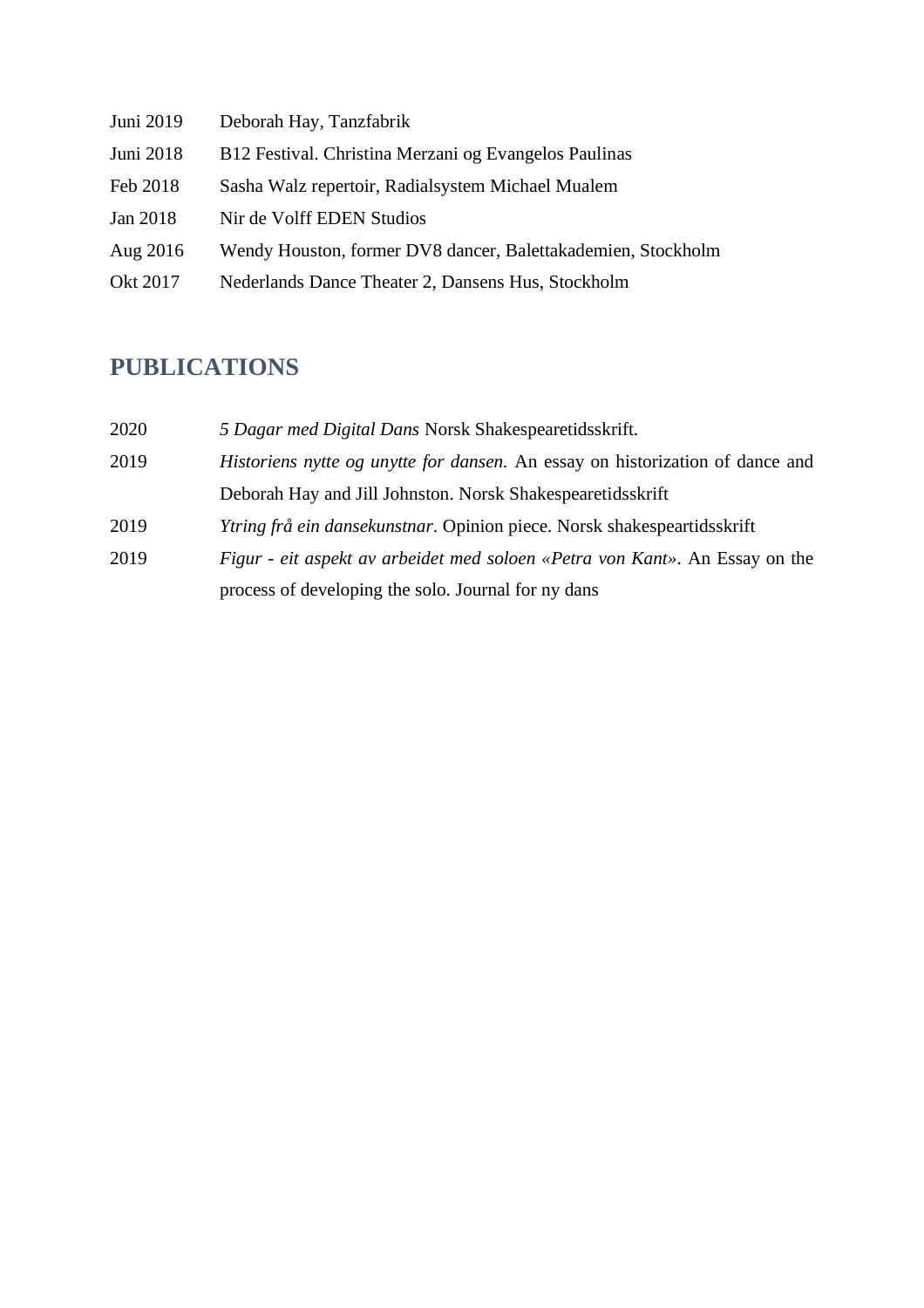| | |
|---|---|
| Juni 2019 | Deborah Hay, Tanzfabrik |
| Juni 2018 | B12 Festival. Christina Merzani og Evangelos Paulinas |
| Feb 2018 | Sasha Walz repertoir, Radialsystem Michael Mualem |
| Jan 2018 | Nir de Volff EDEN Studios |
| Aug 2016 | Wendy Houston, former DV8 dancer, Balettakademien, Stockholm |
| Okt 2017 | Nederlands Dance Theater 2, Dansens Hus, Stockholm |

## PUBLICATIONS

| | |
|---|---|
| 2020 | *5 Dagar med Digital Dans* Norsk Shakespearetidsskrift. |
| 2019 | *Historiens nytte og unytte for dansen.* An essay on historization of dance and Deborah Hay and Jill Johnston. Norsk Shakespearetidsskrift |
| 2019 | *Ytring frå ein dansekunstnar*. Opinion piece. Norsk shakespeartidsskrift |
| 2019 | *Figur - eit aspekt av arbeidet med soloen «Petra von Kant»*. An Essay on the process of developing the solo. Journal for ny dans |